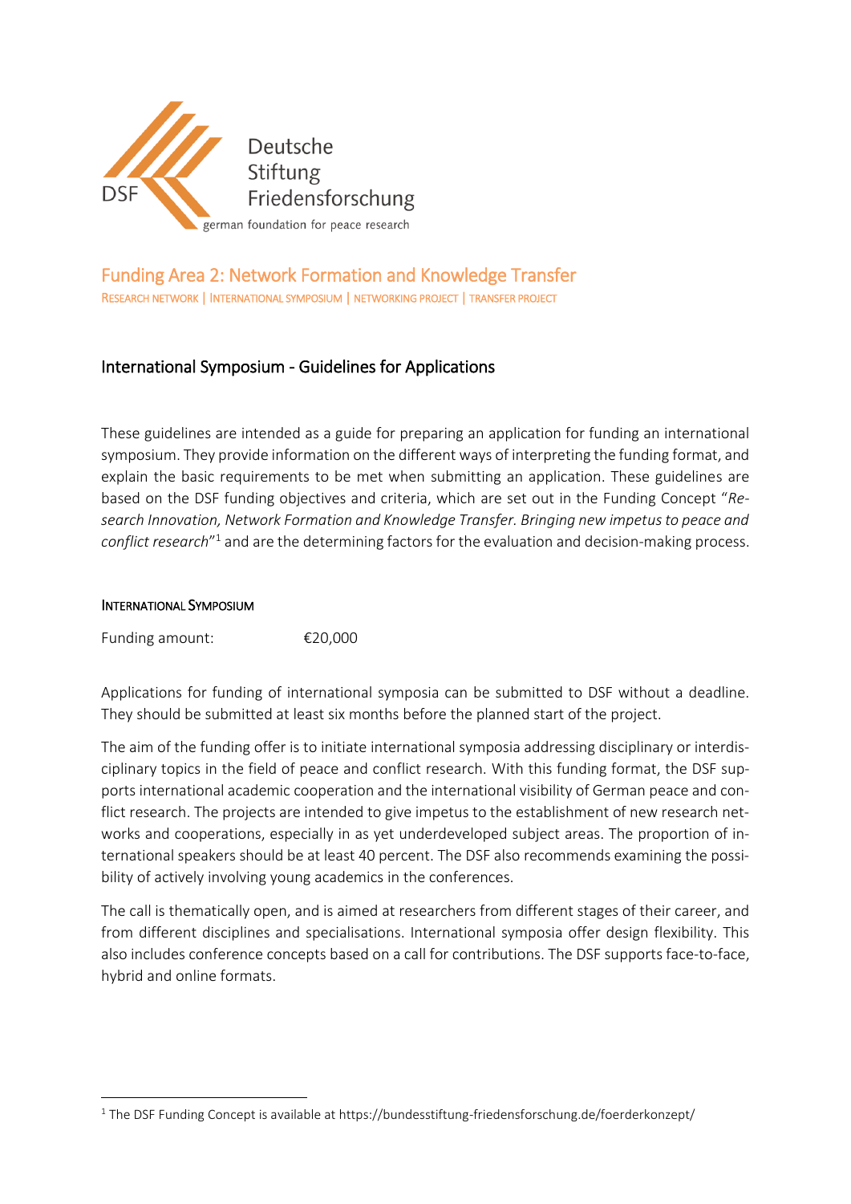Deutsche Stiftung Friedensforschung

german foundation for peace research

# Funding Area 2: Network Formation and Knowledge Transfer

RESEARCH NETWORK | INTERNATIONAL SYMPOSIUM | NETWORKING PROJECT | TRANSFER PROJECT

## International Symposium - Guidelines for Applications

These guidelines are intended as a guide for preparing an application for funding an international symposium. They provide information on the different ways of interpreting the funding format, and explain the basic requirements to be met when submitting an application. These guidelines are based on the DSF funding objectives and criteria, which are set out in the Funding Concept "*Research Innovation, Network Formation and Knowledge Transfer. Bringing new impetus to peace and conflict research*"[1] and are the determining factors for the evaluation and decision-making process.

### INTERNATIONAL SYMPOSIUM

Funding amount: €20,000

Applications for funding of international symposia can be submitted to DSF without a deadline. They should be submitted at least six months before the planned start of the project.

The aim of the funding offer is to initiate international symposia addressing disciplinary or interdisciplinary topics in the field of peace and conflict research. With this funding format, the DSF supports international academic cooperation and the international visibility of German peace and conflict research. The projects are intended to give impetus to the establishment of new research networks and cooperations, especially in as yet underdeveloped subject areas. The proportion of international speakers should be at least 40 percent. The DSF also recommends examining the possibility of actively involving young academics in the conferences.

The call is thematically open, and is aimed at researchers from different stages of their career, and from different disciplines and specialisations. International symposia offer design flexibility. This also includes conference concepts based on a call for contributions. The DSF supports face-to-face, hybrid and online formats.

---

[1] The DSF Funding Concept is available at https://bundesstiftung-friedensforschung.de/foerderkonzept/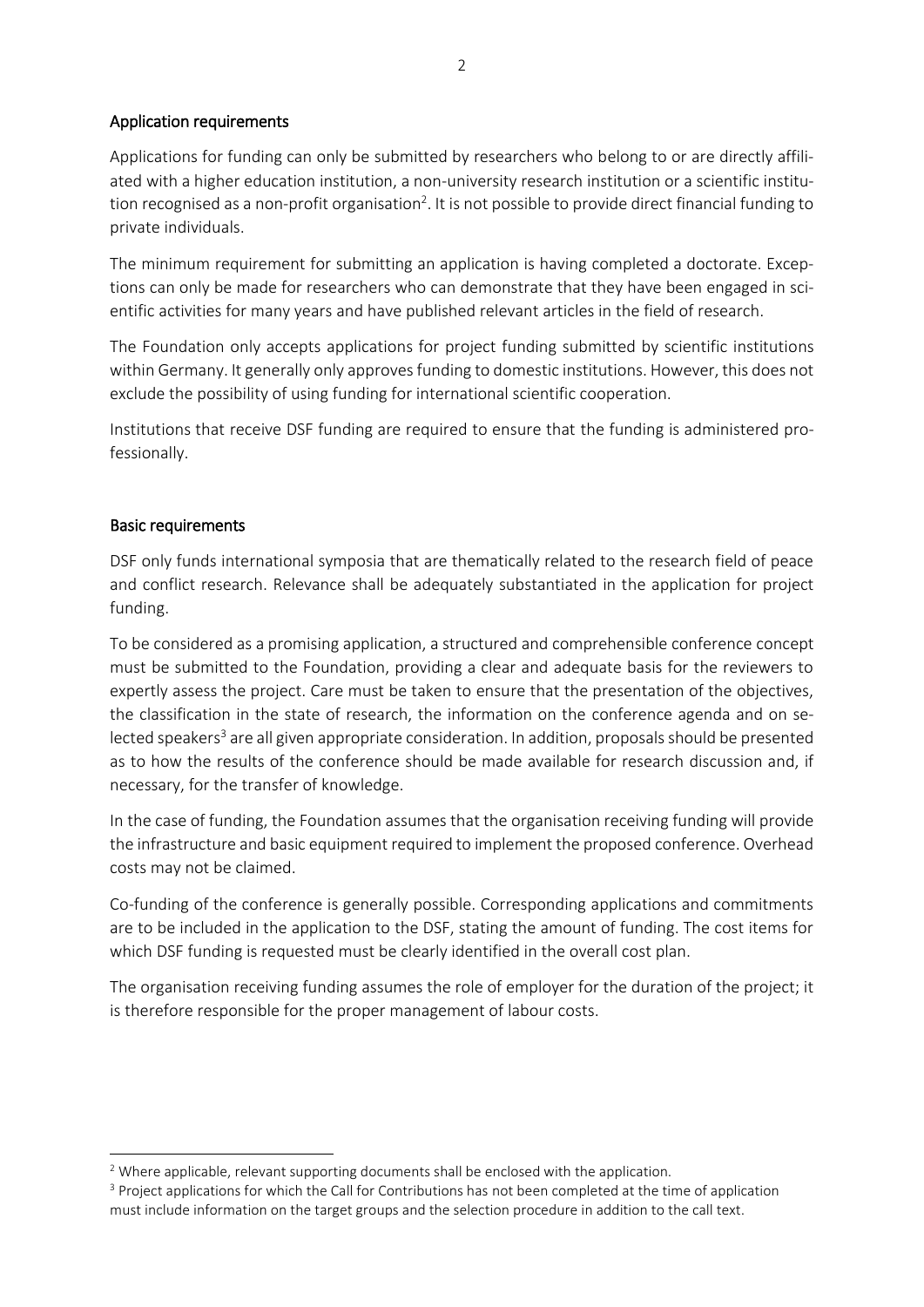## Application requirements

Applications for funding can only be submitted by researchers who belong to or are directly affiliated with a higher education institution, a non-university research institution or a scientific institution recognised as a non-profit organisation[2]. It is not possible to provide direct financial funding to private individuals.

The minimum requirement for submitting an application is having completed a doctorate. Exceptions can only be made for researchers who can demonstrate that they have been engaged in scientific activities for many years and have published relevant articles in the field of research.

The Foundation only accepts applications for project funding submitted by scientific institutions within Germany. It generally only approves funding to domestic institutions. However, this does not exclude the possibility of using funding for international scientific cooperation.

Institutions that receive DSF funding are required to ensure that the funding is administered professionally.

## Basic requirements

DSF only funds international symposia that are thematically related to the research field of peace and conflict research. Relevance shall be adequately substantiated in the application for project funding.

To be considered as a promising application, a structured and comprehensible conference concept must be submitted to the Foundation, providing a clear and adequate basis for the reviewers to expertly assess the project. Care must be taken to ensure that the presentation of the objectives, the classification in the state of research, the information on the conference agenda and on selected speakers[3] are all given appropriate consideration. In addition, proposals should be presented as to how the results of the conference should be made available for research discussion and, if necessary, for the transfer of knowledge.

In the case of funding, the Foundation assumes that the organisation receiving funding will provide the infrastructure and basic equipment required to implement the proposed conference. Overhead costs may not be claimed.

Co-funding of the conference is generally possible. Corresponding applications and commitments are to be included in the application to the DSF, stating the amount of funding. The cost items for which DSF funding is requested must be clearly identified in the overall cost plan.

The organisation receiving funding assumes the role of employer for the duration of the project; it is therefore responsible for the proper management of labour costs.

---

[2] Where applicable, relevant supporting documents shall be enclosed with the application.

[3] Project applications for which the Call for Contributions has not been completed at the time of application must include information on the target groups and the selection procedure in addition to the call text.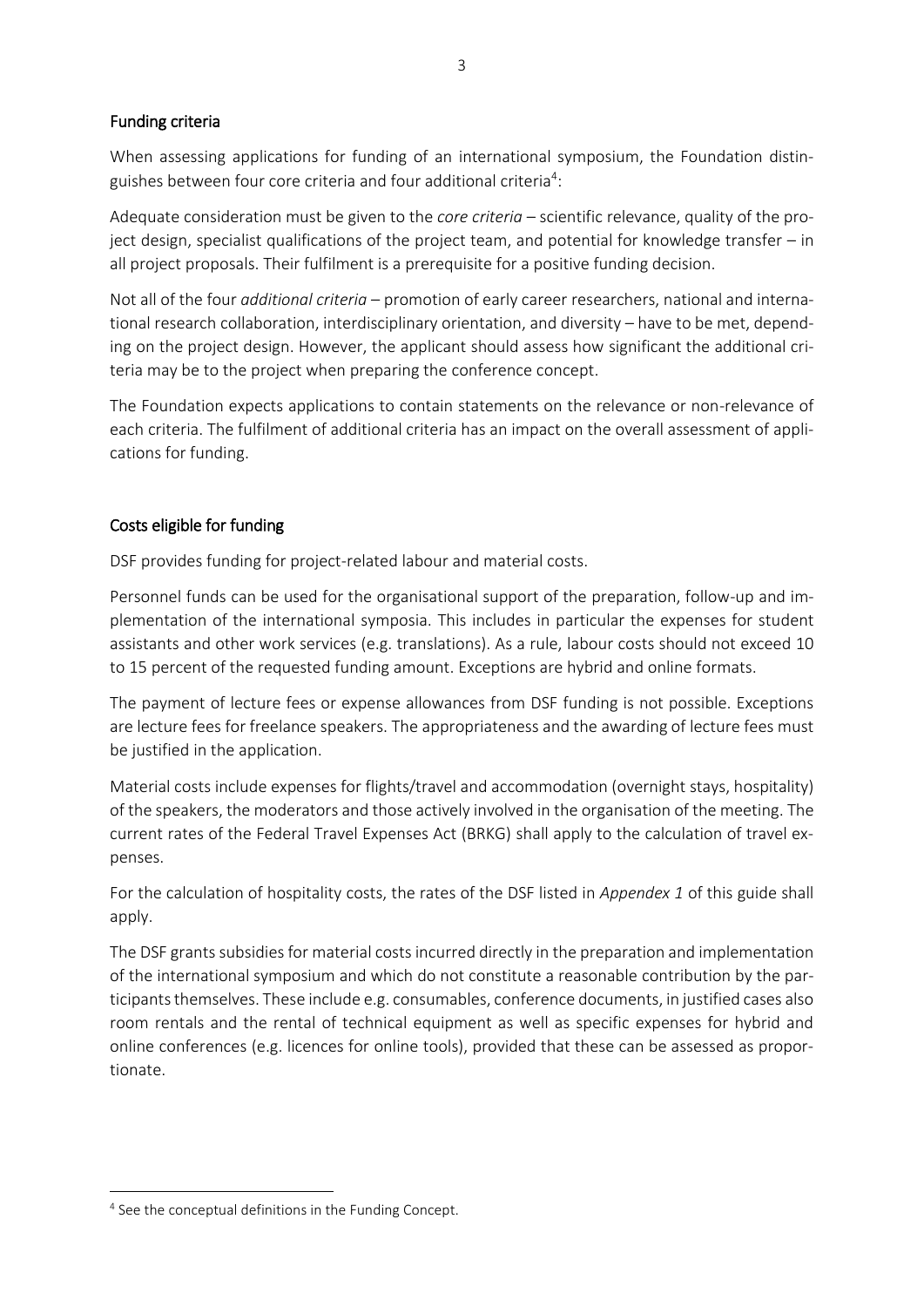## Funding criteria

When assessing applications for funding of an international symposium, the Foundation distinguishes between four core criteria and four additional criteria[4]:

Adequate consideration must be given to the *core criteria* – scientific relevance, quality of the project design, specialist qualifications of the project team, and potential for knowledge transfer – in all project proposals. Their fulfilment is a prerequisite for a positive funding decision.

Not all of the four *additional criteria* – promotion of early career researchers, national and international research collaboration, interdisciplinary orientation, and diversity – have to be met, depending on the project design. However, the applicant should assess how significant the additional criteria may be to the project when preparing the conference concept.

The Foundation expects applications to contain statements on the relevance or non-relevance of each criteria. The fulfilment of additional criteria has an impact on the overall assessment of applications for funding.

## Costs eligible for funding

DSF provides funding for project-related labour and material costs.

Personnel funds can be used for the organisational support of the preparation, follow-up and implementation of the international symposia. This includes in particular the expenses for student assistants and other work services (e.g. translations). As a rule, labour costs should not exceed 10 to 15 percent of the requested funding amount. Exceptions are hybrid and online formats.

The payment of lecture fees or expense allowances from DSF funding is not possible. Exceptions are lecture fees for freelance speakers. The appropriateness and the awarding of lecture fees must be justified in the application.

Material costs include expenses for flights/travel and accommodation (overnight stays, hospitality) of the speakers, the moderators and those actively involved in the organisation of the meeting. The current rates of the Federal Travel Expenses Act (BRKG) shall apply to the calculation of travel expenses.

For the calculation of hospitality costs, the rates of the DSF listed in *Appendix 1* of this guide shall apply.

The DSF grants subsidies for material costs incurred directly in the preparation and implementation of the international symposium and which do not constitute a reasonable contribution by the participants themselves. These include e.g. consumables, conference documents, in justified cases also room rentals and the rental of technical equipment as well as specific expenses for hybrid and online conferences (e.g. licences for online tools), provided that these can be assessed as proportionate.

[4] See the conceptual definitions in the Funding Concept.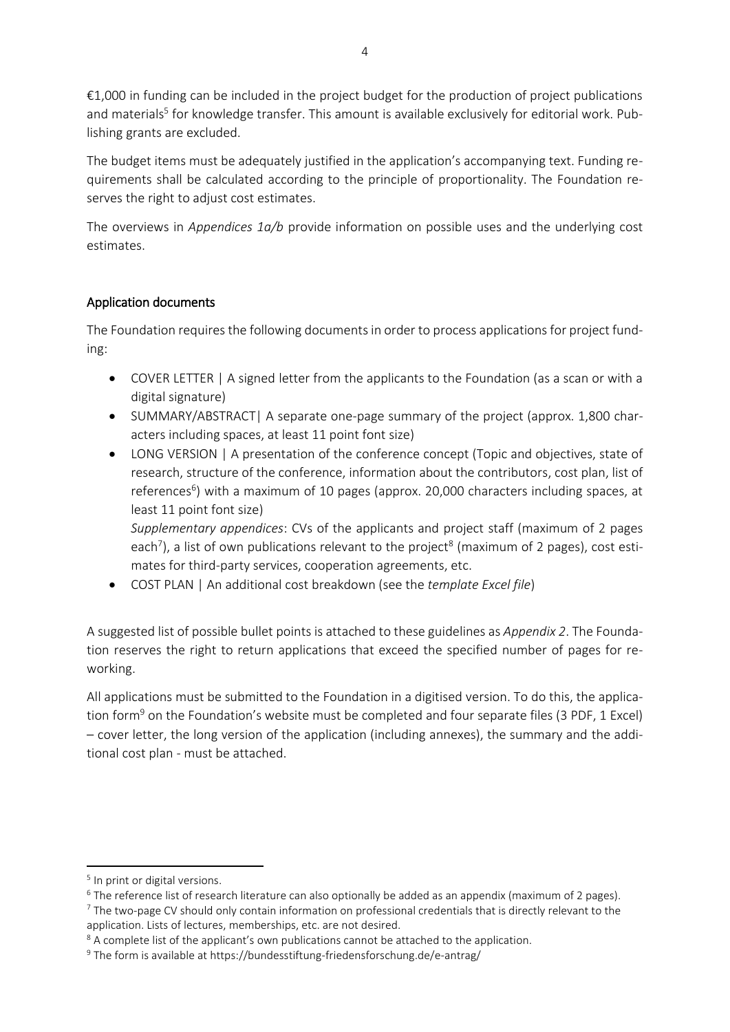€1,000 in funding can be included in the project budget for the production of project publications and materials[5] for knowledge transfer. This amount is available exclusively for editorial work. Publishing grants are excluded.

The budget items must be adequately justified in the application's accompanying text. Funding requirements shall be calculated according to the principle of proportionality. The Foundation reserves the right to adjust cost estimates.

The overviews in *Appendices 1a/b* provide information on possible uses and the underlying cost estimates.

## Application documents

The Foundation requires the following documents in order to process applications for project funding:

- COVER LETTER | A signed letter from the applicants to the Foundation (as a scan or with a digital signature)
- SUMMARY/ABSTRACT| A separate one-page summary of the project (approx. 1,800 characters including spaces, at least 11 point font size)
- LONG VERSION | A presentation of the conference concept (Topic and objectives, state of research, structure of the conference, information about the contributors, cost plan, list of references[6]) with a maximum of 10 pages (approx. 20,000 characters including spaces, at least 11 point font size)

  *Supplementary appendices*: CVs of the applicants and project staff (maximum of 2 pages each[7]), a list of own publications relevant to the project[8] (maximum of 2 pages), cost estimates for third-party services, cooperation agreements, etc.
- COST PLAN | An additional cost breakdown (see the *template Excel file*)

A suggested list of possible bullet points is attached to these guidelines as *Appendix 2*. The Foundation reserves the right to return applications that exceed the specified number of pages for reworking.

All applications must be submitted to the Foundation in a digitised version. To do this, the application form[9] on the Foundation's website must be completed and four separate files (3 PDF, 1 Excel) – cover letter, the long version of the application (including annexes), the summary and the additional cost plan - must be attached.

---

[5] In print or digital versions.

[6] The reference list of research literature can also optionally be added as an appendix (maximum of 2 pages).

[7] The two-page CV should only contain information on professional credentials that is directly relevant to the application. Lists of lectures, memberships, etc. are not desired.

[8] A complete list of the applicant's own publications cannot be attached to the application.

[9] The form is available at https://bundesstiftung-friedensforschung.de/e-antrag/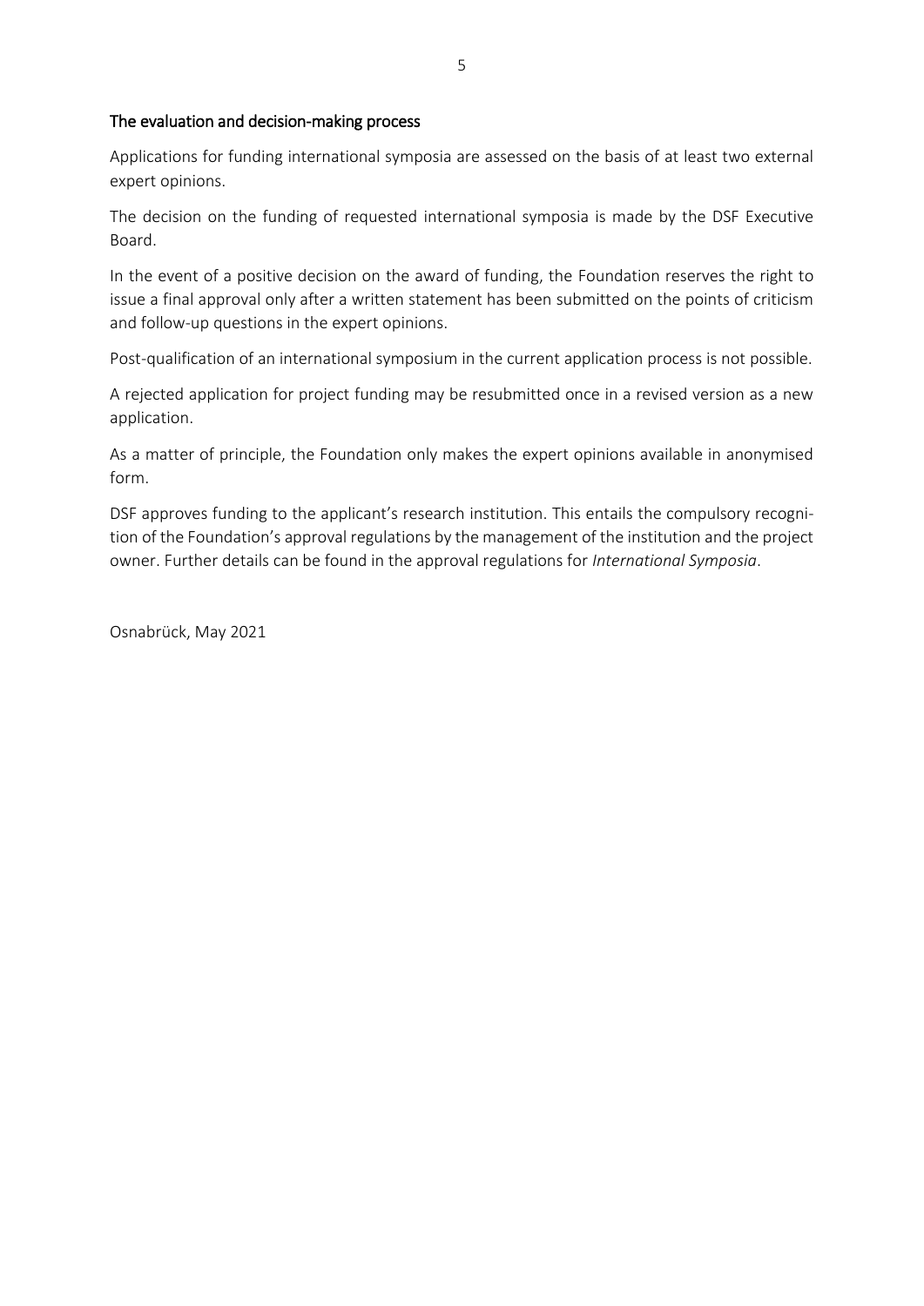## The evaluation and decision-making process

Applications for funding international symposia are assessed on the basis of at least two external expert opinions.

The decision on the funding of requested international symposia is made by the DSF Executive Board.

In the event of a positive decision on the award of funding, the Foundation reserves the right to issue a final approval only after a written statement has been submitted on the points of criticism and follow-up questions in the expert opinions.

Post-qualification of an international symposium in the current application process is not possible.

A rejected application for project funding may be resubmitted once in a revised version as a new application.

As a matter of principle, the Foundation only makes the expert opinions available in anonymised form.

DSF approves funding to the applicant's research institution. This entails the compulsory recognition of the Foundation's approval regulations by the management of the institution and the project owner. Further details can be found in the approval regulations for *International Symposia*.

Osnabrück, May 2021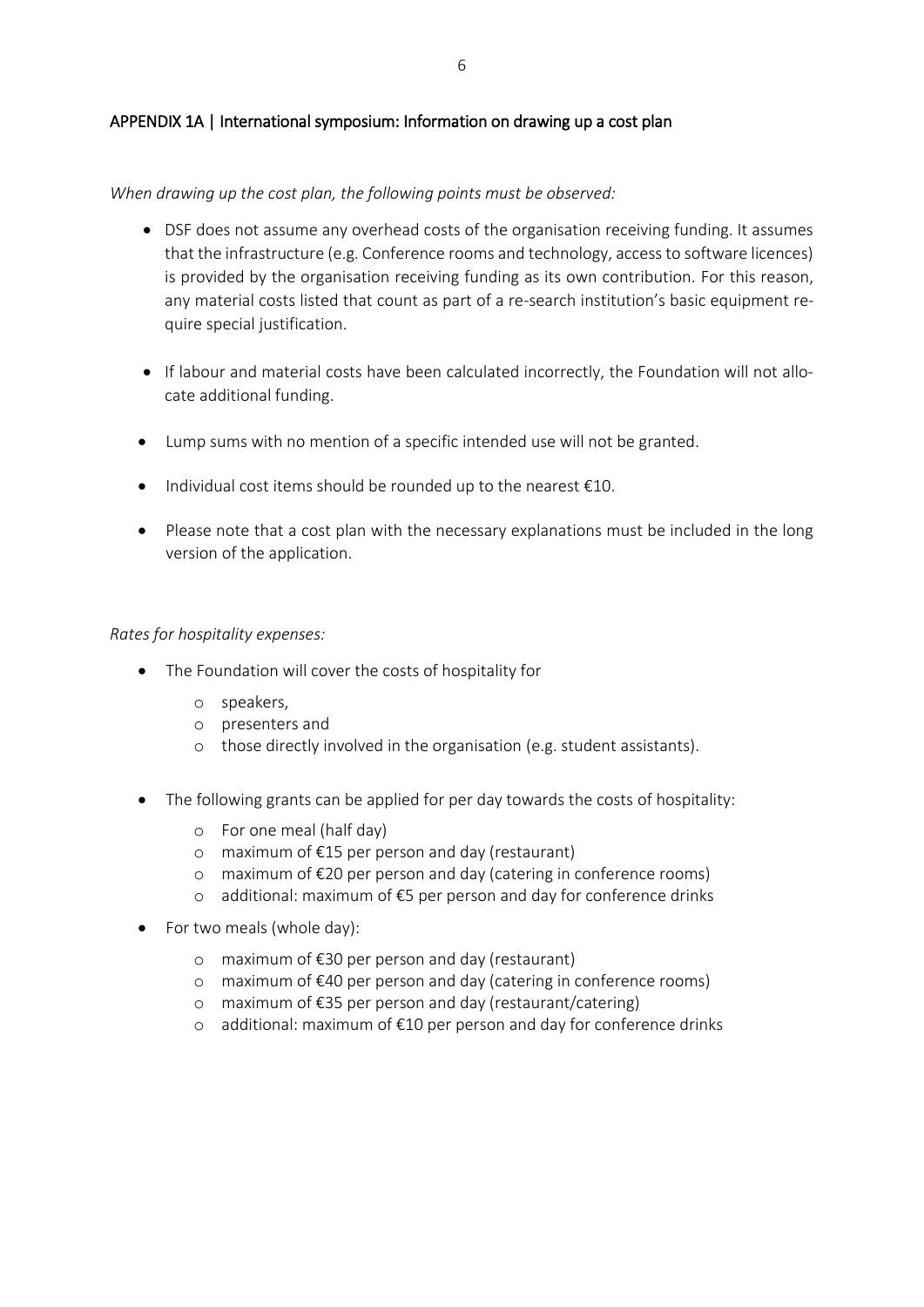## APPENDIX 1A | International symposium: Information on drawing up a cost plan

*When drawing up the cost plan, the following points must be observed:*

- DSF does not assume any overhead costs of the organisation receiving funding. It assumes that the infrastructure (e.g. Conference rooms and technology, access to software licences) is provided by the organisation receiving funding as its own contribution. For this reason, any material costs listed that count as part of a re-search institution's basic equipment re-quire special justification.
- If labour and material costs have been calculated incorrectly, the Foundation will not allo-cate additional funding.
- Lump sums with no mention of a specific intended use will not be granted.
- Individual cost items should be rounded up to the nearest €10.
- Please note that a cost plan with the necessary explanations must be included in the long version of the application.

*Rates for hospitality expenses:*

- The Foundation will cover the costs of hospitality for
  - speakers,
  - presenters and
  - those directly involved in the organisation (e.g. student assistants).
- The following grants can be applied for per day towards the costs of hospitality:
  - For one meal (half day)
  - maximum of €15 per person and day (restaurant)
  - maximum of €20 per person and day (catering in conference rooms)
  - additional: maximum of €5 per person and day for conference drinks
- For two meals (whole day):
  - maximum of €30 per person and day (restaurant)
  - maximum of €40 per person and day (catering in conference rooms)
  - maximum of €35 per person and day (restaurant/catering)
  - additional: maximum of €10 per person and day for conference drinks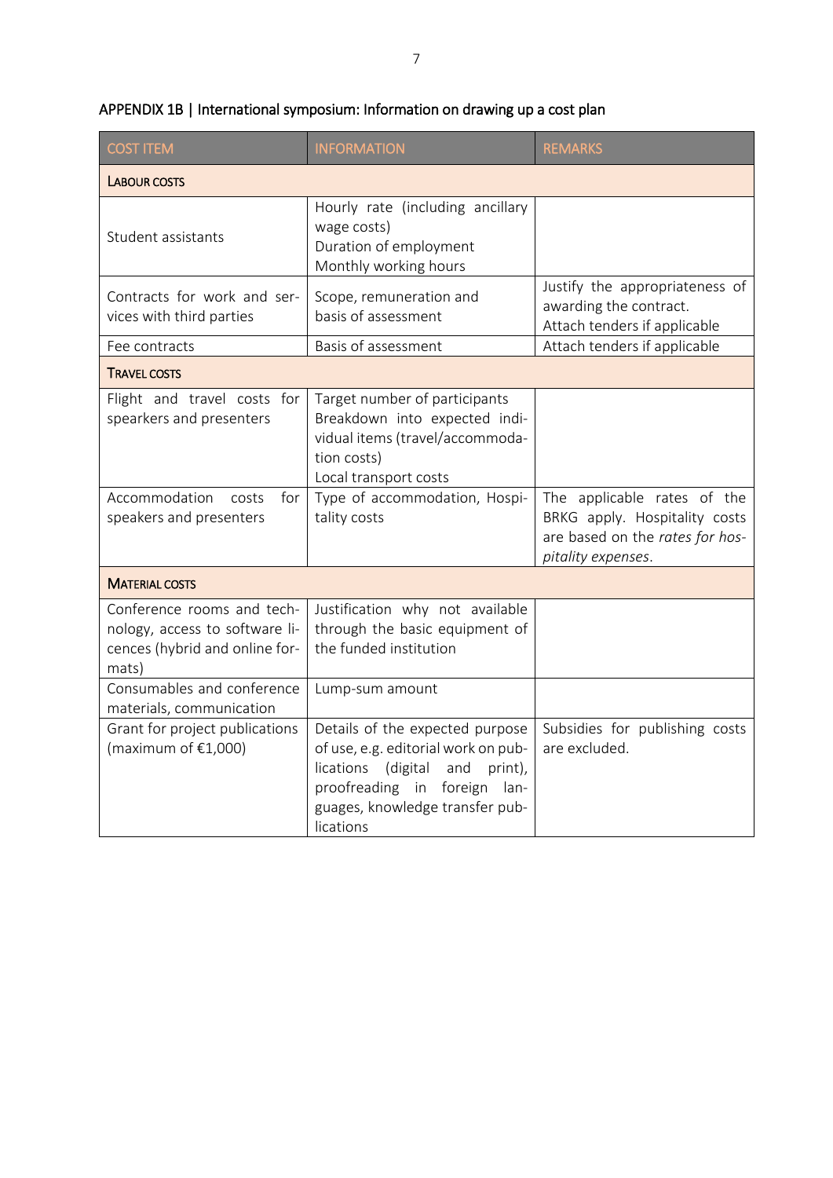## APPENDIX 1B | International symposium: Information on drawing up a cost plan

| COST ITEM | INFORMATION | REMARKS |
|---|---|---|
| **LABOUR COSTS** | | |
| Student assistants | Hourly rate (including ancillary wage costs)<br>Duration of employment<br>Monthly working hours | |
| Contracts for work and services with third parties | Scope, remuneration and basis of assessment | Justify the appropriateness of awarding the contract.<br>Attach tenders if applicable |
| Fee contracts | Basis of assessment | Attach tenders if applicable |
| **TRAVEL COSTS** | | |
| Flight and travel costs for spearkers and presenters | Target number of participants<br>Breakdown into expected individual items (travel/accommodation costs)<br>Local transport costs | |
| Accommodation costs for speakers and presenters | Type of accommodation, Hospitality costs | The applicable rates of the BRKG apply. Hospitality costs are based on the *rates for hospitality expenses*. |
| **MATERIAL COSTS** | | |
| Conference rooms and technology, access to software licences (hybrid and online formats) | Justification why not available through the basic equipment of the funded institution | |
| Consumables and conference materials, communication | Lump-sum amount | |
| Grant for project publications (maximum of €1,000) | Details of the expected purpose of use, e.g. editorial work on publications (digital and print), proofreading in foreign languages, knowledge transfer publications | Subsidies for publishing costs are excluded. |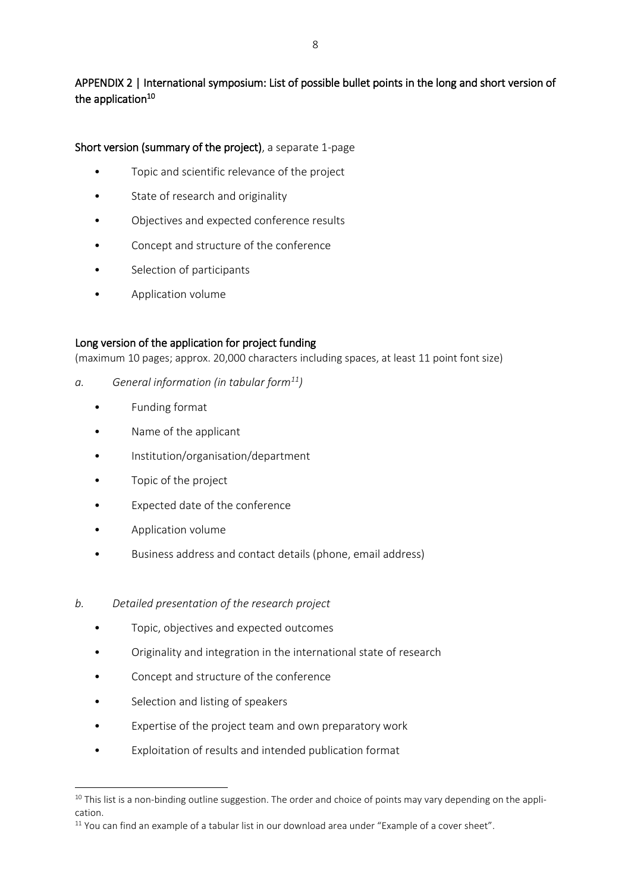## APPENDIX 2 | International symposium: List of possible bullet points in the long and short version of the application[10]

**Short version (summary of the project)**, a separate 1-page

- Topic and scientific relevance of the project
- State of research and originality
- Objectives and expected conference results
- Concept and structure of the conference
- Selection of participants
- Application volume

**Long version of the application for project funding**

(maximum 10 pages; approx. 20,000 characters including spaces, at least 11 point font size)

*a. General information (in tabular form[11])*

- Funding format
- Name of the applicant
- Institution/organisation/department
- Topic of the project
- Expected date of the conference
- Application volume
- Business address and contact details (phone, email address)

*b. Detailed presentation of the research project*

- Topic, objectives and expected outcomes
- Originality and integration in the international state of research
- Concept and structure of the conference
- Selection and listing of speakers
- Expertise of the project team and own preparatory work
- Exploitation of results and intended publication format

---

[10] This list is a non-binding outline suggestion. The order and choice of points may vary depending on the application.

[11] You can find an example of a tabular list in our download area under "Example of a cover sheet".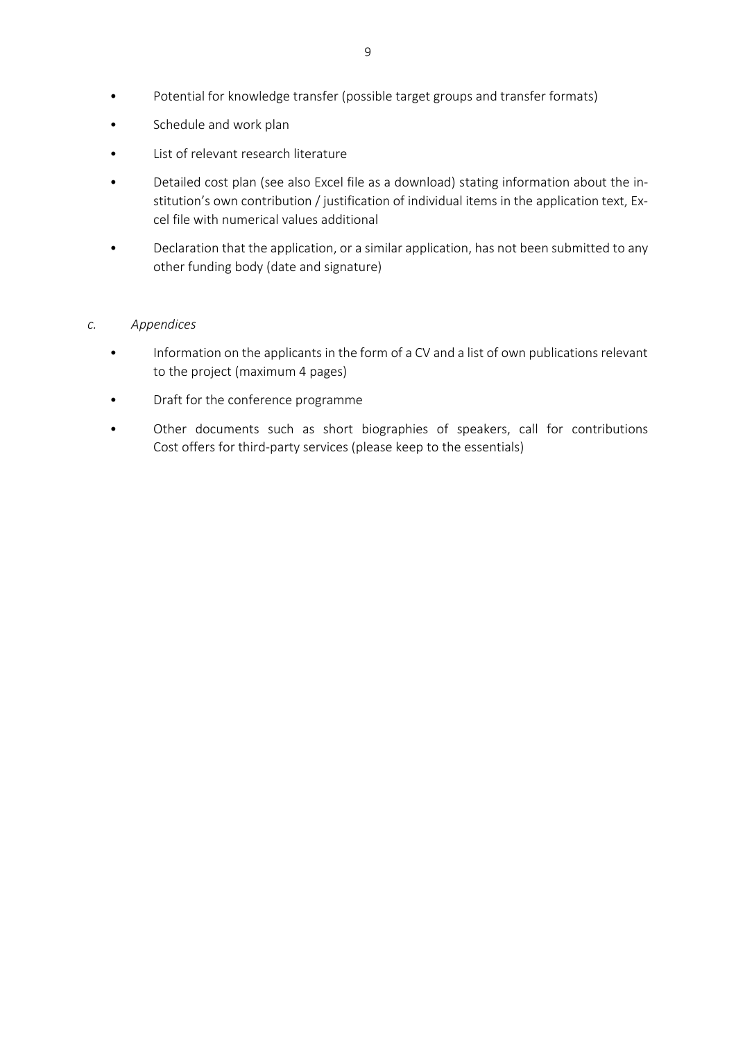- Potential for knowledge transfer (possible target groups and transfer formats)
- Schedule and work plan
- List of relevant research literature
- Detailed cost plan (see also Excel file as a download) stating information about the institution's own contribution / justification of individual items in the application text, Excel file with numerical values additional
- Declaration that the application, or a similar application, has not been submitted to any other funding body (date and signature)

*c. Appendices*

- Information on the applicants in the form of a CV and a list of own publications relevant to the project (maximum 4 pages)
- Draft for the conference programme
- Other documents such as short biographies of speakers, call for contributions Cost offers for third-party services (please keep to the essentials)